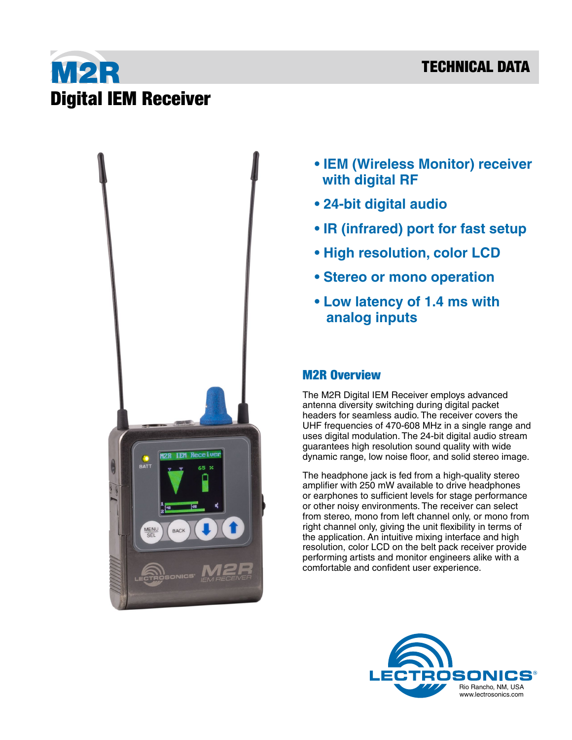# M2R

## Digital IEM Receiver

TECHNICAL DATA

- **IEM (Wireless Monitor) receiver with digital RF**
- **24-bit digital audio**
- **IR (infrared) port for fast setup**
- **High resolution, color LCD**
- **Stereo or mono operation**
- **Low latency of 1.4 ms with analog inputs**

### M2R Overview

The M2R Digital IEM Receiver employs advanced antenna diversity switching during digital packet headers for seamless audio. The receiver covers the UHF frequencies of 470-608 MHz in a single range and uses digital modulation. The 24-bit digital audio stream guarantees high resolution sound quality with wide dynamic range, low noise floor, and solid stereo image.

The headphone jack is fed from a high-quality stereo amplifier with 250 mW available to drive headphones or earphones to sufficient levels for stage performance or other noisy environments. The receiver can select from stereo, mono from left channel only, or mono from right channel only, giving the unit flexibility in terms of the application. An intuitive mixing interface and high resolution, color LCD on the belt pack receiver provide performing artists and monitor engineers alike with a comfortable and confident user experience.

LECTROSONICS®
Rio Rancho, NM, USA
www.lectrosonics.com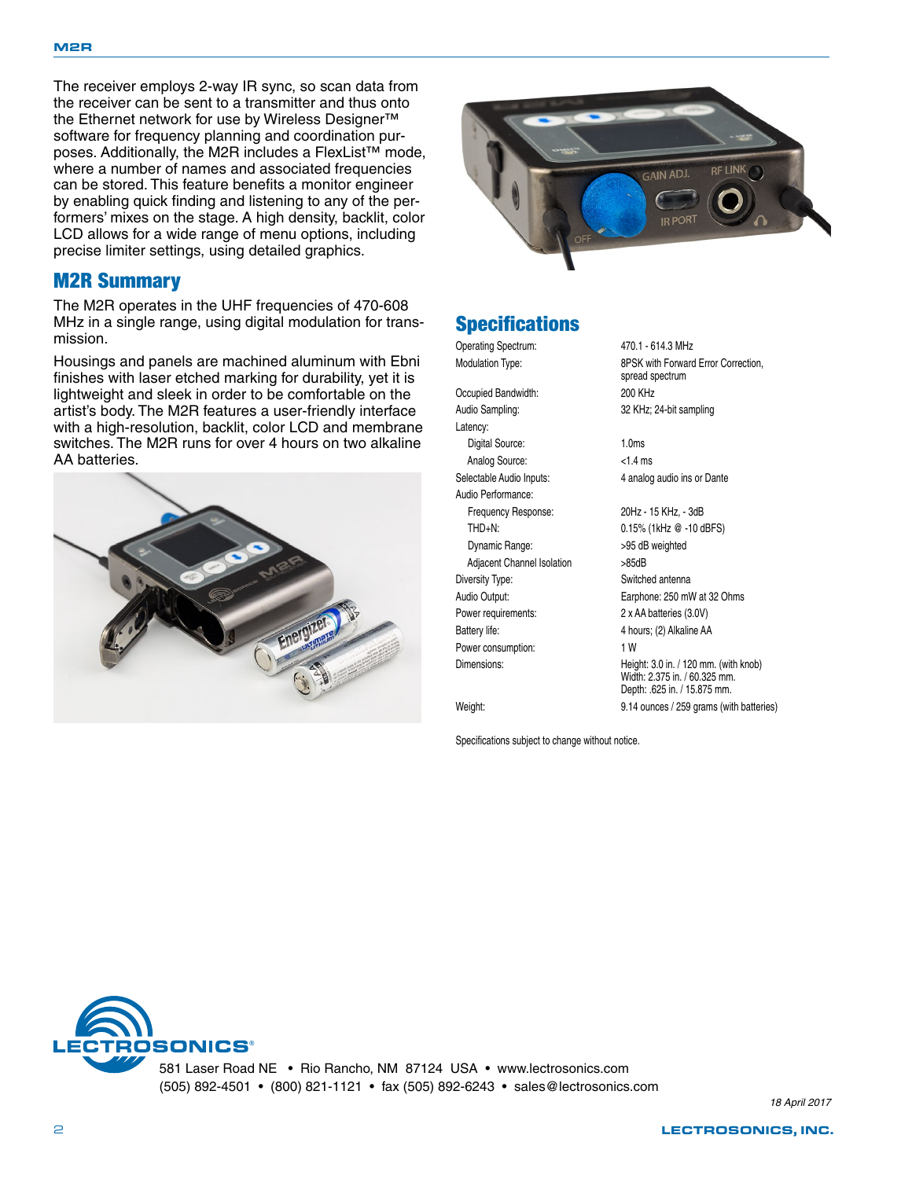The receiver employs 2-way IR sync, so scan data from the receiver can be sent to a transmitter and thus onto the Ethernet network for use by Wireless Designer™ software for frequency planning and coordination purposes. Additionally, the M2R includes a FlexList™ mode, where a number of names and associated frequencies can be stored. This feature benefits a monitor engineer by enabling quick finding and listening to any of the performers' mixes on the stage. A high density, backlit, color LCD allows for a wide range of menu options, including precise limiter settings, using detailed graphics.

## M2R Summary

The M2R operates in the UHF frequencies of 470-608 MHz in a single range, using digital modulation for transmission.

Housings and panels are machined aluminum with Ebni finishes with laser etched marking for durability, yet it is lightweight and sleek in order to be comfortable on the artist's body. The M2R features a user-friendly interface with a high-resolution, backlit, color LCD and membrane switches. The M2R runs for over 4 hours on two alkaline AA batteries.

## Specifications

| | |
|---|---|
| Operating Spectrum: | 470.1 - 614.3 MHz |
| Modulation Type: | 8PSK with Forward Error Correction, spread spectrum |
| Occupied Bandwidth: | 200 KHz |
| Audio Sampling: | 32 KHz; 24-bit sampling |
| Latency: | |
| Digital Source: | 1.0ms |
| Analog Source: | <1.4 ms |
| Selectable Audio Inputs: | 4 analog audio ins or Dante |
| Audio Performance: | |
| Frequency Response: | 20Hz - 15 KHz, - 3dB |
| THD+N: | 0.15% (1kHz @ -10 dBFS) |
| Dynamic Range: | >95 dB weighted |
| Adjacent Channel Isolation | >85dB |
| Diversity Type: | Switched antenna |
| Audio Output: | Earphone: 250 mW at 32 Ohms |
| Power requirements: | 2 x AA batteries (3.0V) |
| Battery life: | 4 hours; (2) Alkaline AA |
| Power consumption: | 1 W |
| Dimensions: | Height: 3.0 in. / 120 mm. (with knob) Width: 2.375 in. / 60.325 mm. Depth: .625 in. / 15.875 mm. |
| Weight: | 9.14 ounces / 259 grams (with batteries) |

Specifications subject to change without notice.

LECTROSONICS®

581 Laser Road NE • Rio Rancho, NM 87124 USA • www.lectrosonics.com
(505) 892-4501 • (800) 821-1121 • fax (505) 892-6243 • sales@lectrosonics.com

*18 April 2017*